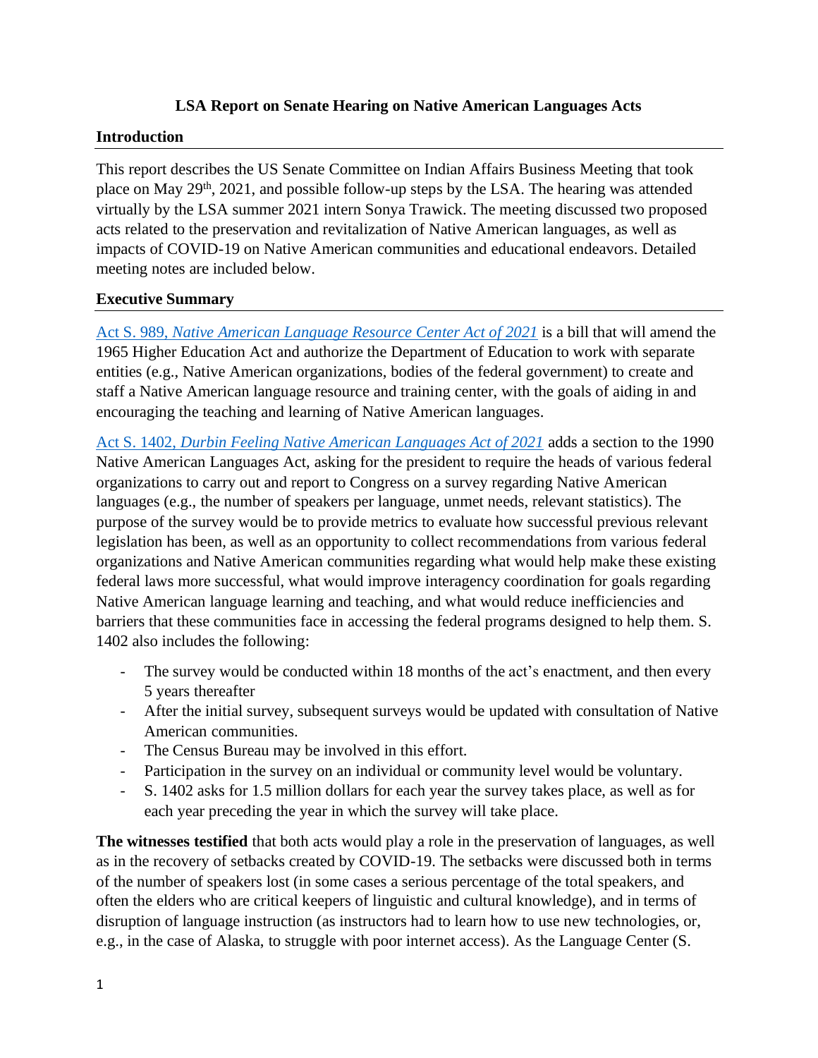# LSA Report on Senate Hearing on Native American Languages Acts

## Introduction

This report describes the US Senate Committee on Indian Affairs Business Meeting that took place on May 29th, 2021, and possible follow-up steps by the LSA. The hearing was attended virtually by the LSA summer 2021 intern Sonya Trawick. The meeting discussed two proposed acts related to the preservation and revitalization of Native American languages, as well as impacts of COVID-19 on Native American communities and educational endeavors. Detailed meeting notes are included below.

## Executive Summary

Act S. 989, *Native American Language Resource Center Act of 2021* is a bill that will amend the 1965 Higher Education Act and authorize the Department of Education to work with separate entities (e.g., Native American organizations, bodies of the federal government) to create and staff a Native American language resource and training center, with the goals of aiding in and encouraging the teaching and learning of Native American languages.

Act S. 1402, *Durbin Feeling Native American Languages Act of 2021* adds a section to the 1990 Native American Languages Act, asking for the president to require the heads of various federal organizations to carry out and report to Congress on a survey regarding Native American languages (e.g., the number of speakers per language, unmet needs, relevant statistics). The purpose of the survey would be to provide metrics to evaluate how successful previous relevant legislation has been, as well as an opportunity to collect recommendations from various federal organizations and Native American communities regarding what would help make these existing federal laws more successful, what would improve interagency coordination for goals regarding Native American language learning and teaching, and what would reduce inefficiencies and barriers that these communities face in accessing the federal programs designed to help them. S. 1402 also includes the following:

- The survey would be conducted within 18 months of the act's enactment, and then every 5 years thereafter
- After the initial survey, subsequent surveys would be updated with consultation of Native American communities.
- The Census Bureau may be involved in this effort.
- Participation in the survey on an individual or community level would be voluntary.
- S. 1402 asks for 1.5 million dollars for each year the survey takes place, as well as for each year preceding the year in which the survey will take place.

**The witnesses testified** that both acts would play a role in the preservation of languages, as well as in the recovery of setbacks created by COVID-19. The setbacks were discussed both in terms of the number of speakers lost (in some cases a serious percentage of the total speakers, and often the elders who are critical keepers of linguistic and cultural knowledge), and in terms of disruption of language instruction (as instructors had to learn how to use new technologies, or, e.g., in the case of Alaska, to struggle with poor internet access). As the Language Center (S.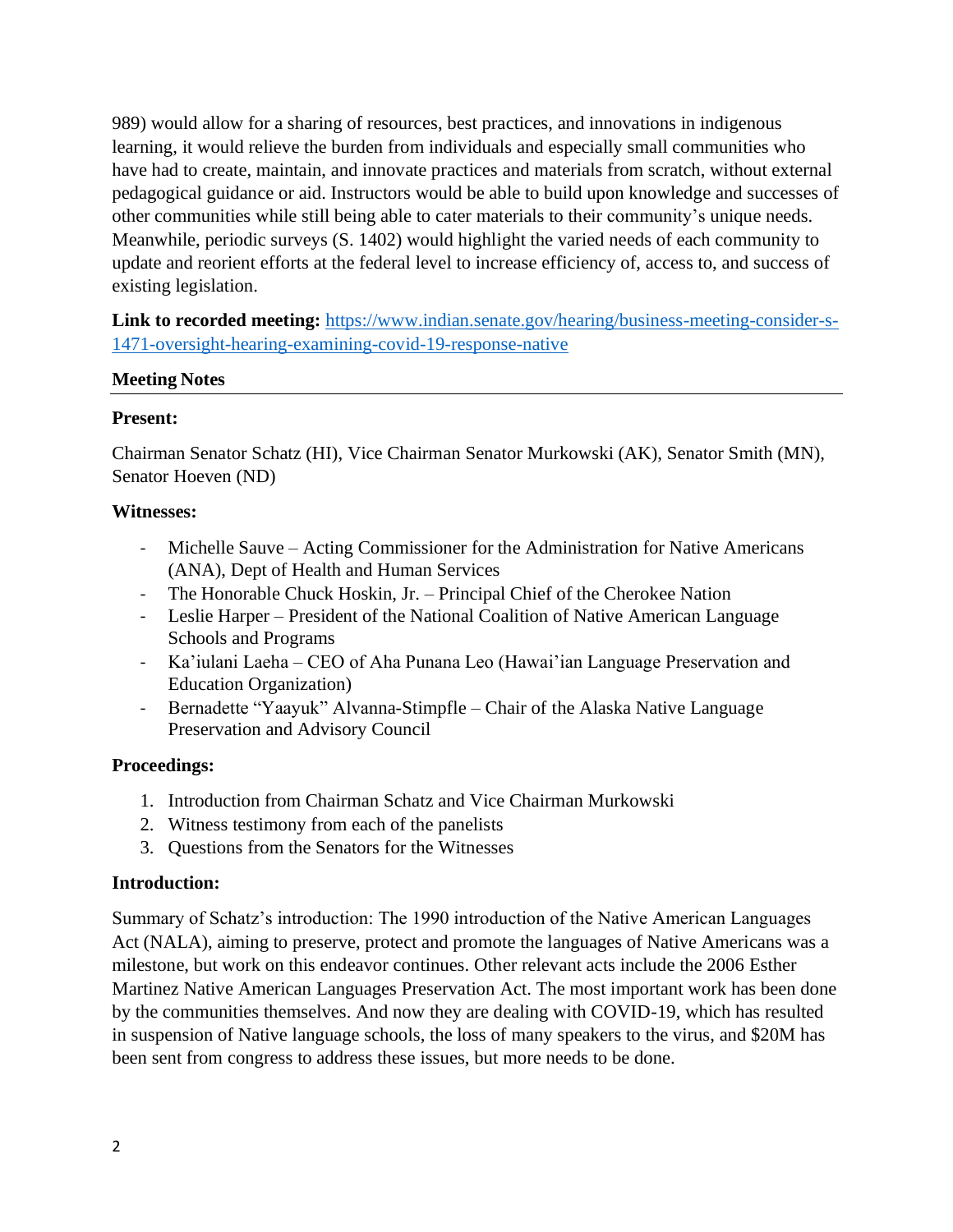989) would allow for a sharing of resources, best practices, and innovations in indigenous learning, it would relieve the burden from individuals and especially small communities who have had to create, maintain, and innovate practices and materials from scratch, without external pedagogical guidance or aid. Instructors would be able to build upon knowledge and successes of other communities while still being able to cater materials to their community's unique needs. Meanwhile, periodic surveys (S. 1402) would highlight the varied needs of each community to update and reorient efforts at the federal level to increase efficiency of, access to, and success of existing legislation.

**Link to recorded meeting:** [https://www.indian.senate.gov/hearing/business-meeting-consider-s-1471-oversight-hearing-examining-covid-19-response-native](https://www.indian.senate.gov/hearing/business-meeting-consider-s-1471-oversight-hearing-examining-covid-19-response-native)

## Meeting Notes

---

**Present:**

Chairman Senator Schatz (HI), Vice Chairman Senator Murkowski (AK), Senator Smith (MN), Senator Hoeven (ND)

**Witnesses:**

- Michelle Sauve – Acting Commissioner for the Administration for Native Americans (ANA), Dept of Health and Human Services
- The Honorable Chuck Hoskin, Jr. – Principal Chief of the Cherokee Nation
- Leslie Harper – President of the National Coalition of Native American Language Schools and Programs
- Ka'iulani Laeha – CEO of Aha Punana Leo (Hawai'ian Language Preservation and Education Organization)
- Bernadette "Yaayuk" Alvanna-Stimpfle – Chair of the Alaska Native Language Preservation and Advisory Council

**Proceedings:**

1. Introduction from Chairman Schatz and Vice Chairman Murkowski
2. Witness testimony from each of the panelists
3. Questions from the Senators for the Witnesses

**Introduction:**

Summary of Schatz's introduction: The 1990 introduction of the Native American Languages Act (NALA), aiming to preserve, protect and promote the languages of Native Americans was a milestone, but work on this endeavor continues. Other relevant acts include the 2006 Esther Martinez Native American Languages Preservation Act. The most important work has been done by the communities themselves. And now they are dealing with COVID-19, which has resulted in suspension of Native language schools, the loss of many speakers to the virus, and $20M has been sent from congress to address these issues, but more needs to be done.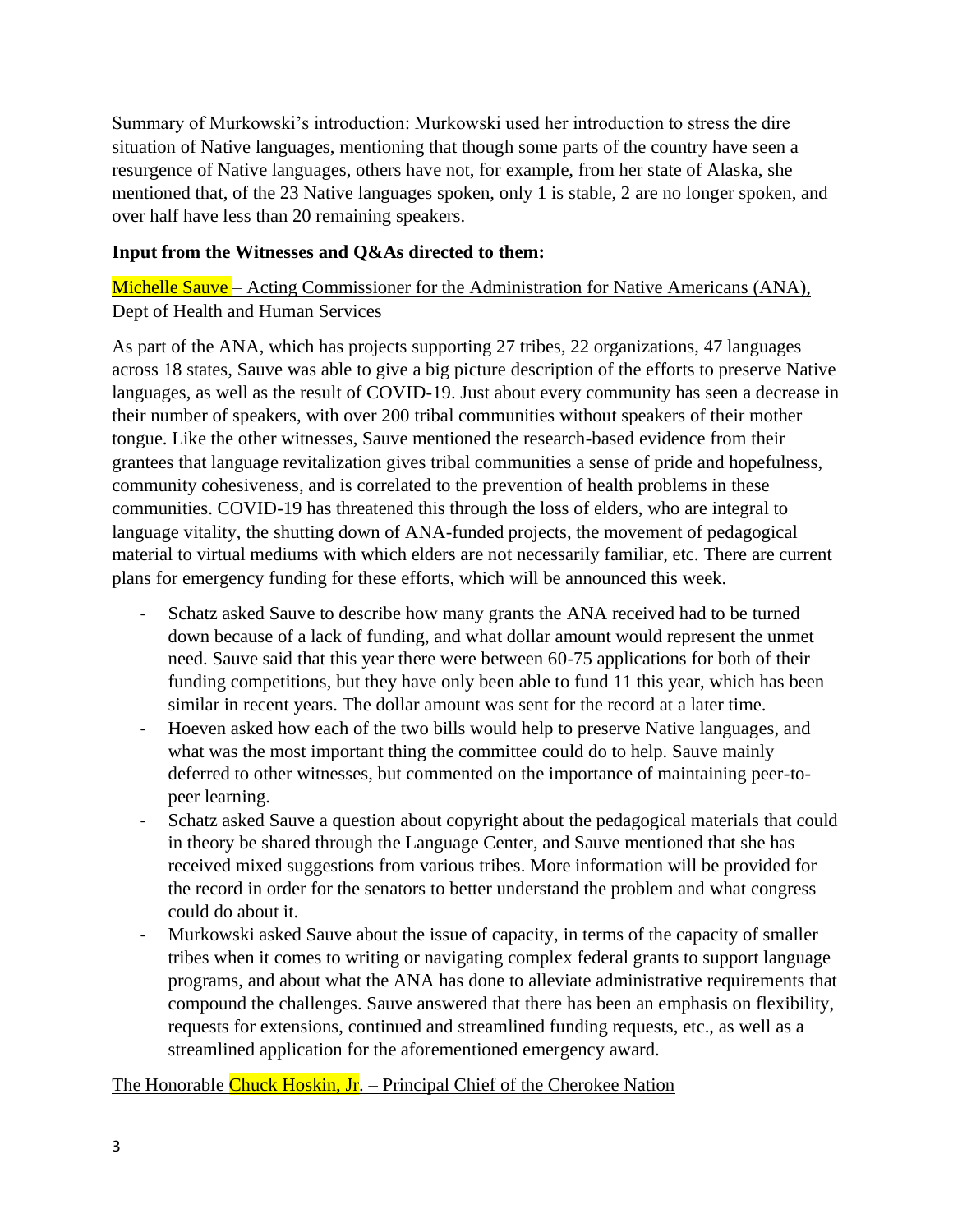Summary of Murkowski's introduction: Murkowski used her introduction to stress the dire situation of Native languages, mentioning that though some parts of the country have seen a resurgence of Native languages, others have not, for example, from her state of Alaska, she mentioned that, of the 23 Native languages spoken, only 1 is stable, 2 are no longer spoken, and over half have less than 20 remaining speakers.

**Input from the Witnesses and Q&As directed to them:**

Michelle Sauve – Acting Commissioner for the Administration for Native Americans (ANA), Dept of Health and Human Services

As part of the ANA, which has projects supporting 27 tribes, 22 organizations, 47 languages across 18 states, Sauve was able to give a big picture description of the efforts to preserve Native languages, as well as the result of COVID-19. Just about every community has seen a decrease in their number of speakers, with over 200 tribal communities without speakers of their mother tongue. Like the other witnesses, Sauve mentioned the research-based evidence from their grantees that language revitalization gives tribal communities a sense of pride and hopefulness, community cohesiveness, and is correlated to the prevention of health problems in these communities. COVID-19 has threatened this through the loss of elders, who are integral to language vitality, the shutting down of ANA-funded projects, the movement of pedagogical material to virtual mediums with which elders are not necessarily familiar, etc. There are current plans for emergency funding for these efforts, which will be announced this week.

- Schatz asked Sauve to describe how many grants the ANA received had to be turned down because of a lack of funding, and what dollar amount would represent the unmet need. Sauve said that this year there were between 60-75 applications for both of their funding competitions, but they have only been able to fund 11 this year, which has been similar in recent years. The dollar amount was sent for the record at a later time.
- Hoeven asked how each of the two bills would help to preserve Native languages, and what was the most important thing the committee could do to help. Sauve mainly deferred to other witnesses, but commented on the importance of maintaining peer-to-peer learning.
- Schatz asked Sauve a question about copyright about the pedagogical materials that could in theory be shared through the Language Center, and Sauve mentioned that she has received mixed suggestions from various tribes. More information will be provided for the record in order for the senators to better understand the problem and what congress could do about it.
- Murkowski asked Sauve about the issue of capacity, in terms of the capacity of smaller tribes when it comes to writing or navigating complex federal grants to support language programs, and about what the ANA has done to alleviate administrative requirements that compound the challenges. Sauve answered that there has been an emphasis on flexibility, requests for extensions, continued and streamlined funding requests, etc., as well as a streamlined application for the aforementioned emergency award.

The Honorable Chuck Hoskin, Jr. – Principal Chief of the Cherokee Nation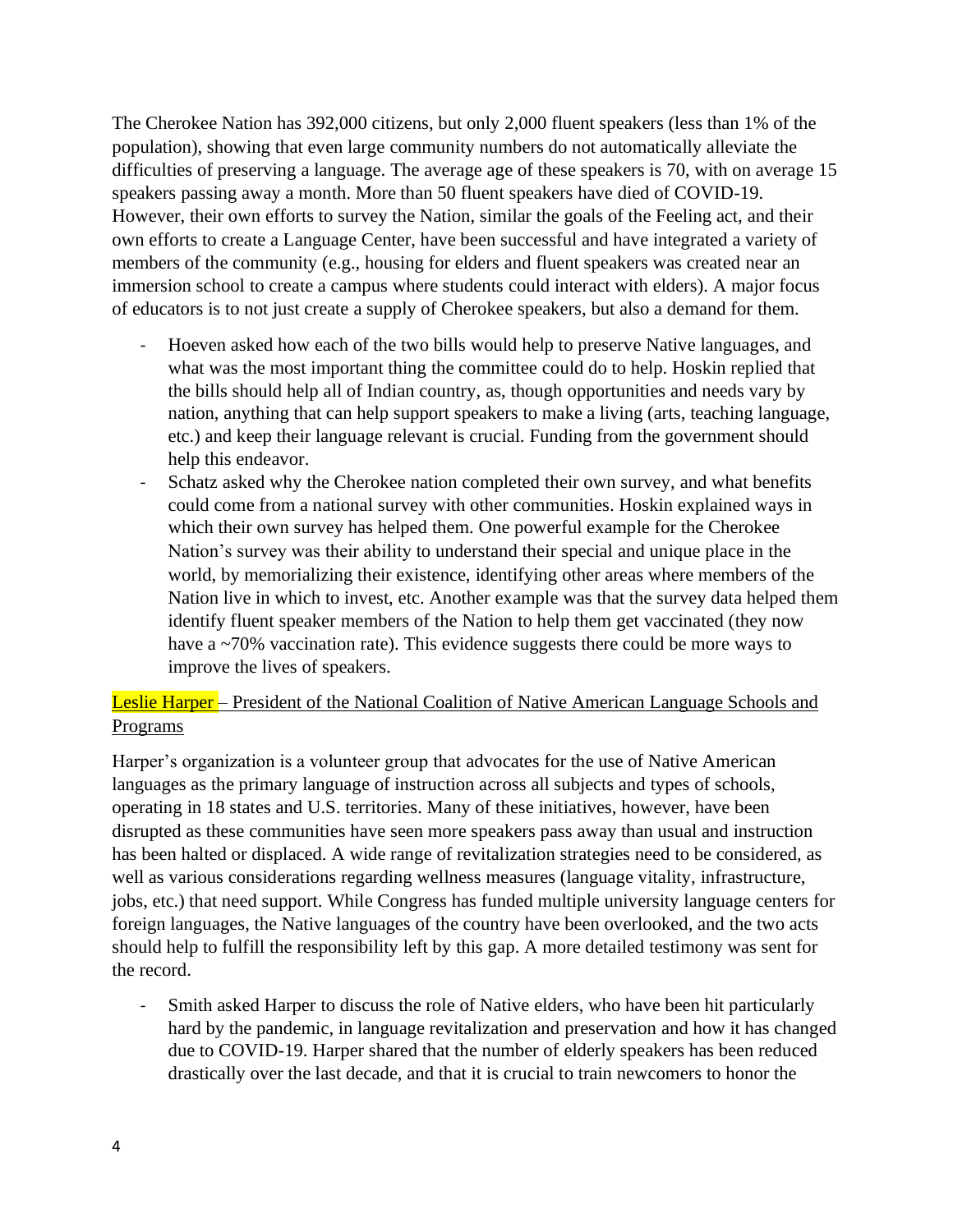The Cherokee Nation has 392,000 citizens, but only 2,000 fluent speakers (less than 1% of the population), showing that even large community numbers do not automatically alleviate the difficulties of preserving a language. The average age of these speakers is 70, with on average 15 speakers passing away a month. More than 50 fluent speakers have died of COVID-19. However, their own efforts to survey the Nation, similar the goals of the Feeling act, and their own efforts to create a Language Center, have been successful and have integrated a variety of members of the community (e.g., housing for elders and fluent speakers was created near an immersion school to create a campus where students could interact with elders). A major focus of educators is to not just create a supply of Cherokee speakers, but also a demand for them.

- Hoeven asked how each of the two bills would help to preserve Native languages, and what was the most important thing the committee could do to help. Hoskin replied that the bills should help all of Indian country, as, though opportunities and needs vary by nation, anything that can help support speakers to make a living (arts, teaching language, etc.) and keep their language relevant is crucial. Funding from the government should help this endeavor.
- Schatz asked why the Cherokee nation completed their own survey, and what benefits could come from a national survey with other communities. Hoskin explained ways in which their own survey has helped them. One powerful example for the Cherokee Nation's survey was their ability to understand their special and unique place in the world, by memorializing their existence, identifying other areas where members of the Nation live in which to invest, etc. Another example was that the survey data helped them identify fluent speaker members of the Nation to help them get vaccinated (they now have a ~70% vaccination rate). This evidence suggests there could be more ways to improve the lives of speakers.

Leslie Harper – President of the National Coalition of Native American Language Schools and Programs

Harper's organization is a volunteer group that advocates for the use of Native American languages as the primary language of instruction across all subjects and types of schools, operating in 18 states and U.S. territories. Many of these initiatives, however, have been disrupted as these communities have seen more speakers pass away than usual and instruction has been halted or displaced. A wide range of revitalization strategies need to be considered, as well as various considerations regarding wellness measures (language vitality, infrastructure, jobs, etc.) that need support. While Congress has funded multiple university language centers for foreign languages, the Native languages of the country have been overlooked, and the two acts should help to fulfill the responsibility left by this gap. A more detailed testimony was sent for the record.

- Smith asked Harper to discuss the role of Native elders, who have been hit particularly hard by the pandemic, in language revitalization and preservation and how it has changed due to COVID-19. Harper shared that the number of elderly speakers has been reduced drastically over the last decade, and that it is crucial to train newcomers to honor the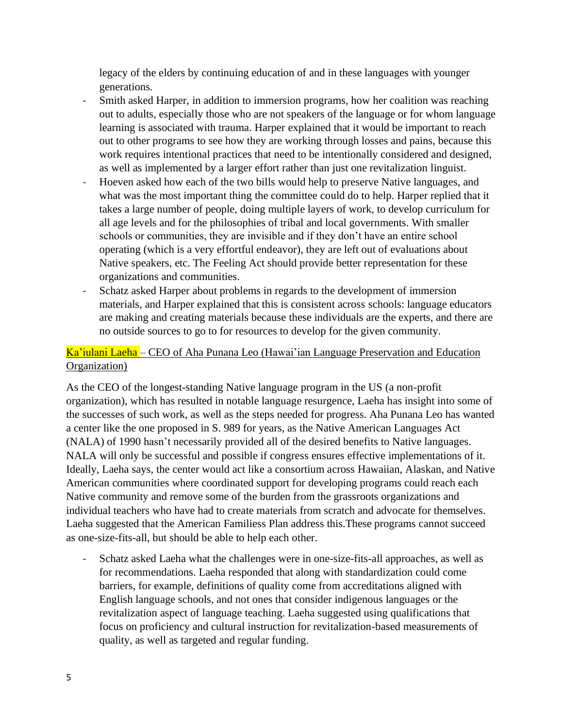legacy of the elders by continuing education of and in these languages with younger generations.

- Smith asked Harper, in addition to immersion programs, how her coalition was reaching out to adults, especially those who are not speakers of the language or for whom language learning is associated with trauma. Harper explained that it would be important to reach out to other programs to see how they are working through losses and pains, because this work requires intentional practices that need to be intentionally considered and designed, as well as implemented by a larger effort rather than just one revitalization linguist.
- Hoeven asked how each of the two bills would help to preserve Native languages, and what was the most important thing the committee could do to help. Harper replied that it takes a large number of people, doing multiple layers of work, to develop curriculum for all age levels and for the philosophies of tribal and local governments. With smaller schools or communities, they are invisible and if they don't have an entire school operating (which is a very effortful endeavor), they are left out of evaluations about Native speakers, etc. The Feeling Act should provide better representation for these organizations and communities.
- Schatz asked Harper about problems in regards to the development of immersion materials, and Harper explained that this is consistent across schools: language educators are making and creating materials because these individuals are the experts, and there are no outside sources to go to for resources to develop for the given community.

Ka'iulani Laeha – CEO of Aha Punana Leo (Hawai'ian Language Preservation and Education Organization)

As the CEO of the longest-standing Native language program in the US (a non-profit organization), which has resulted in notable language resurgence, Laeha has insight into some of the successes of such work, as well as the steps needed for progress. Aha Punana Leo has wanted a center like the one proposed in S. 989 for years, as the Native American Languages Act (NALA) of 1990 hasn't necessarily provided all of the desired benefits to Native languages. NALA will only be successful and possible if congress ensures effective implementations of it. Ideally, Laeha says, the center would act like a consortium across Hawaiian, Alaskan, and Native American communities where coordinated support for developing programs could reach each Native community and remove some of the burden from the grassroots organizations and individual teachers who have had to create materials from scratch and advocate for themselves. Laeha suggested that the American Familiess Plan address this.These programs cannot succeed as one-size-fits-all, but should be able to help each other.

- Schatz asked Laeha what the challenges were in one-size-fits-all approaches, as well as for recommendations. Laeha responded that along with standardization could come barriers, for example, definitions of quality come from accreditations aligned with English language schools, and not ones that consider indigenous languages or the revitalization aspect of language teaching. Laeha suggested using qualifications that focus on proficiency and cultural instruction for revitalization-based measurements of quality, as well as targeted and regular funding.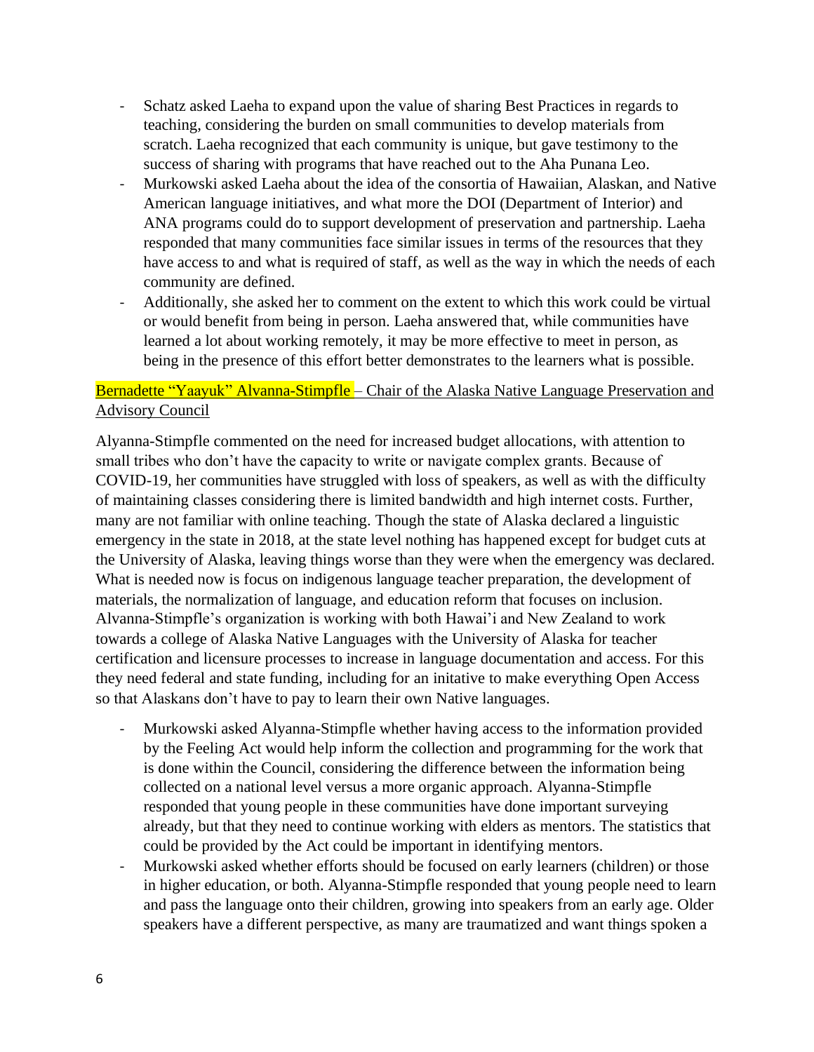- Schatz asked Laeha to expand upon the value of sharing Best Practices in regards to teaching, considering the burden on small communities to develop materials from scratch. Laeha recognized that each community is unique, but gave testimony to the success of sharing with programs that have reached out to the Aha Punana Leo.
- Murkowski asked Laeha about the idea of the consortia of Hawaiian, Alaskan, and Native American language initiatives, and what more the DOI (Department of Interior) and ANA programs could do to support development of preservation and partnership. Laeha responded that many communities face similar issues in terms of the resources that they have access to and what is required of staff, as well as the way in which the needs of each community are defined.
- Additionally, she asked her to comment on the extent to which this work could be virtual or would benefit from being in person. Laeha answered that, while communities have learned a lot about working remotely, it may be more effective to meet in person, as being in the presence of this effort better demonstrates to the learners what is possible.

Bernadette "Yaayuk" Alvanna-Stimpfle – Chair of the Alaska Native Language Preservation and Advisory Council

Alyanna-Stimpfle commented on the need for increased budget allocations, with attention to small tribes who don't have the capacity to write or navigate complex grants. Because of COVID-19, her communities have struggled with loss of speakers, as well as with the difficulty of maintaining classes considering there is limited bandwidth and high internet costs. Further, many are not familiar with online teaching. Though the state of Alaska declared a linguistic emergency in the state in 2018, at the state level nothing has happened except for budget cuts at the University of Alaska, leaving things worse than they were when the emergency was declared. What is needed now is focus on indigenous language teacher preparation, the development of materials, the normalization of language, and education reform that focuses on inclusion. Alvanna-Stimpfle's organization is working with both Hawai'i and New Zealand to work towards a college of Alaska Native Languages with the University of Alaska for teacher certification and licensure processes to increase in language documentation and access. For this they need federal and state funding, including for an initative to make everything Open Access so that Alaskans don't have to pay to learn their own Native languages.

- Murkowski asked Alyanna-Stimpfle whether having access to the information provided by the Feeling Act would help inform the collection and programming for the work that is done within the Council, considering the difference between the information being collected on a national level versus a more organic approach. Alyanna-Stimpfle responded that young people in these communities have done important surveying already, but that they need to continue working with elders as mentors. The statistics that could be provided by the Act could be important in identifying mentors.
- Murkowski asked whether efforts should be focused on early learners (children) or those in higher education, or both. Alyanna-Stimpfle responded that young people need to learn and pass the language onto their children, growing into speakers from an early age. Older speakers have a different perspective, as many are traumatized and want things spoken a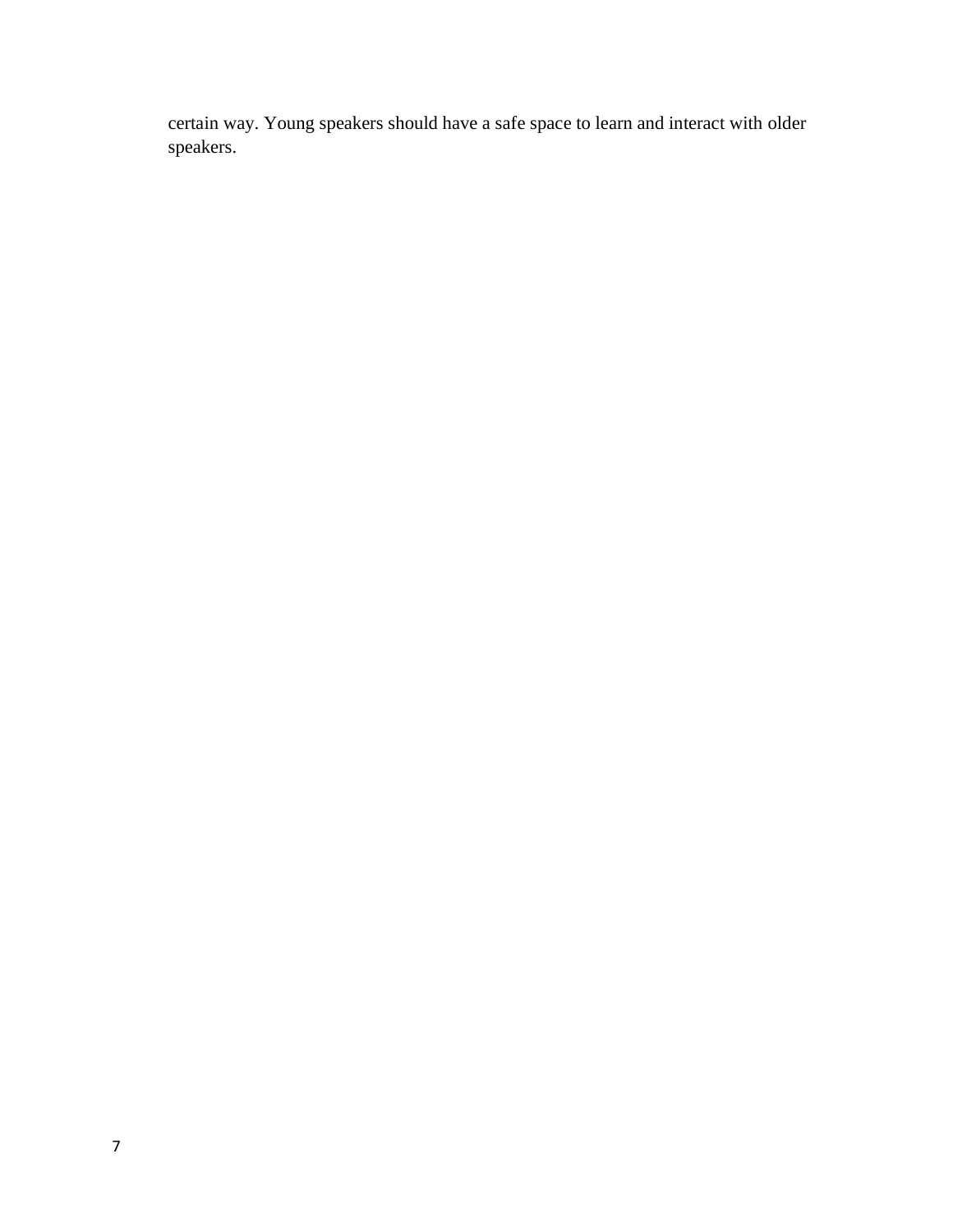certain way. Young speakers should have a safe space to learn and interact with older speakers.